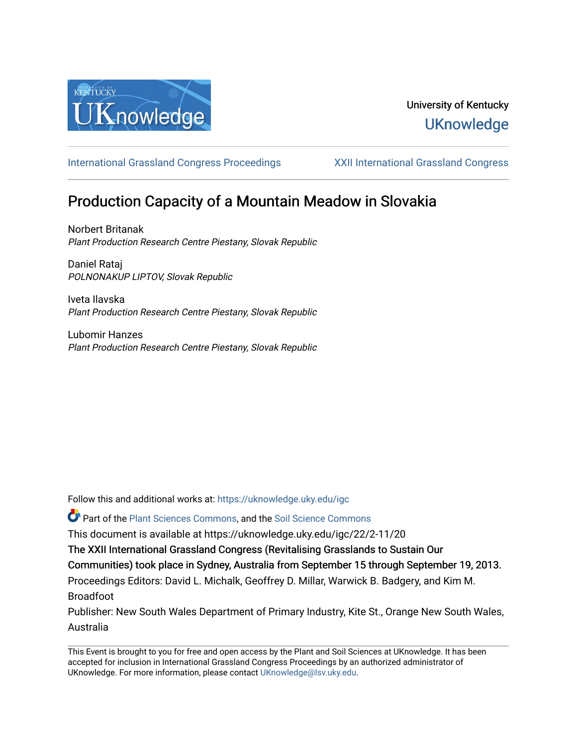University of Kentucky
UKnowledge

International Grassland Congress Proceedings | XXII International Grassland Congress

# Production Capacity of a Mountain Meadow in Slovakia

Norbert Britanak
*Plant Production Research Centre Piestany, Slovak Republic*

Daniel Rataj
*POLNONAKUP LIPTOV, Slovak Republic*

Iveta Ilavska
*Plant Production Research Centre Piestany, Slovak Republic*

Lubomir Hanzes
*Plant Production Research Centre Piestany, Slovak Republic*

Follow this and additional works at: https://uknowledge.uky.edu/igc

Part of the Plant Sciences Commons, and the Soil Science Commons

This document is available at https://uknowledge.uky.edu/igc/22/2-11/20

The XXII International Grassland Congress (Revitalising Grasslands to Sustain Our Communities) took place in Sydney, Australia from September 15 through September 19, 2013.

Proceedings Editors: David L. Michalk, Geoffrey D. Millar, Warwick B. Badgery, and Kim M. Broadfoot

Publisher: New South Wales Department of Primary Industry, Kite St., Orange New South Wales, Australia

This Event is brought to you for free and open access by the Plant and Soil Sciences at UKnowledge. It has been accepted for inclusion in International Grassland Congress Proceedings by an authorized administrator of UKnowledge. For more information, please contact UKnowledge@lsv.uky.edu.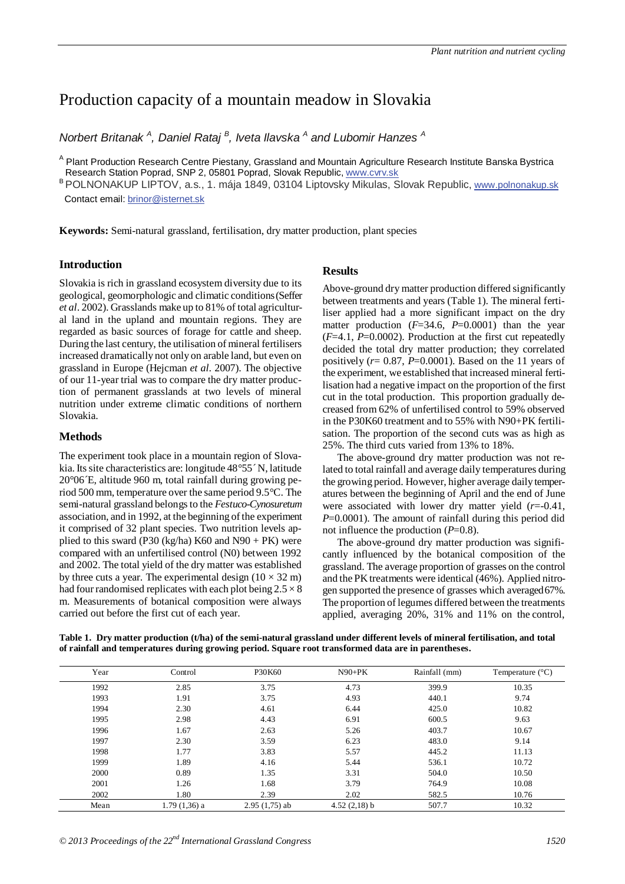# Production capacity of a mountain meadow in Slovakia

*Norbert Britanak [A], Daniel Rataj [B], Iveta Ilavska [A] and Lubomir Hanzes [A]*

[A] Plant Production Research Centre Piestany, Grassland and Mountain Agriculture Research Institute Banska Bystrica Research Station Poprad, SNP 2, 05801 Poprad, Slovak Republic, www.cvrv.sk

[B] POLNONAKUP LIPTOV, a.s., 1. mája 1849, 03104 Liptovsky Mikulas, Slovak Republic, www.polnonakup.sk

Contact email: brinor@isternet.sk

**Keywords:** Semi-natural grassland, fertilisation, dry matter production, plant species

## Introduction

Slovakia is rich in grassland ecosystem diversity due to its geological, geomorphologic and climatic conditions (Seffer *et al*. 2002). Grasslands make up to 81% of total agricultural land in the upland and mountain regions. They are regarded as basic sources of forage for cattle and sheep. During the last century, the utilisation of mineral fertilisers increased dramatically not only on arable land, but even on grassland in Europe (Hejcman *et al*. 2007). The objective of our 11-year trial was to compare the dry matter production of permanent grasslands at two levels of mineral nutrition under extreme climatic conditions of northern Slovakia.

## Methods

The experiment took place in a mountain region of Slovakia. Its site characteristics are: longitude 48°55´ N, latitude 20°06´E, altitude 960 m, total rainfall during growing period 500 mm, temperature over the same period 9.5°C. The semi-natural grassland belongs to the *Festuco-Cynosuretum* association, and in 1992, at the beginning of the experiment it comprised of 32 plant species. Two nutrition levels applied to this sward (P30 (kg/ha) K60 and N90 + PK) were compared with an unfertilised control (N0) between 1992 and 2002. The total yield of the dry matter was established by three cuts a year. The experimental design (10 × 32 m) had four randomised replicates with each plot being 2.5 × 8 m. Measurements of botanical composition were always carried out before the first cut of each year.

## Results

Above-ground dry matter production differed significantly between treatments and years (Table 1). The mineral fertiliser applied had a more significant impact on the dry matter production ($F$=34.6, $P$=0.0001) than the year ($F$=4.1, $P$=0.0002). Production at the first cut repeatedly decided the total dry matter production; they correlated positively ($r$= 0.87, $P$=0.0001). Based on the 11 years of the experiment, we established that increased mineral fertilisation had a negative impact on the proportion of the first cut in the total production. This proportion gradually decreased from 62% of unfertilised control to 59% observed in the P30K60 treatment and to 55% with N90+PK fertilisation. The proportion of the second cuts was as high as 25%. The third cuts varied from 13% to 18%.

The above-ground dry matter production was not related to total rainfall and average daily temperatures during the growing period. However, higher average daily temperatures between the beginning of April and the end of June were associated with lower dry matter yield ($r$=-0.41, $P$=0.0001). The amount of rainfall during this period did not influence the production ($P$=0.8).

The above-ground dry matter production was significantly influenced by the botanical composition of the grassland. The average proportion of grasses on the control and the PK treatments were identical (46%). Applied nitrogen supported the presence of grasses which averaged 67%. The proportion of legumes differed between the treatments applied, averaging 20%, 31% and 11% on the control,

**Table 1. Dry matter production (t/ha) of the semi-natural grassland under different levels of mineral fertilisation, and total of rainfall and temperatures during growing period. Square root transformed data are in parentheses.**

| Year | Control | P30K60 | N90+PK | Rainfall (mm) | Temperature (°C) |
|---|---|---|---|---|---|
| 1992 | 2.85 | 3.75 | 4.73 | 399.9 | 10.35 |
| 1993 | 1.91 | 3.75 | 4.93 | 440.1 | 9.74 |
| 1994 | 2.30 | 4.61 | 6.44 | 425.0 | 10.82 |
| 1995 | 2.98 | 4.43 | 6.91 | 600.5 | 9.63 |
| 1996 | 1.67 | 2.63 | 5.26 | 403.7 | 10.67 |
| 1997 | 2.30 | 3.59 | 6.23 | 483.0 | 9.14 |
| 1998 | 1.77 | 3.83 | 5.57 | 445.2 | 11.13 |
| 1999 | 1.89 | 4.16 | 5.44 | 536.1 | 10.72 |
| 2000 | 0.89 | 1.35 | 3.31 | 504.0 | 10.50 |
| 2001 | 1.26 | 1.68 | 3.79 | 764.9 | 10.08 |
| 2002 | 1.80 | 2.39 | 2.02 | 582.5 | 10.76 |
| Mean | 1.79 (1,36) a | 2.95 (1,75) ab | 4.52 (2,18) b | 507.7 | 10.32 |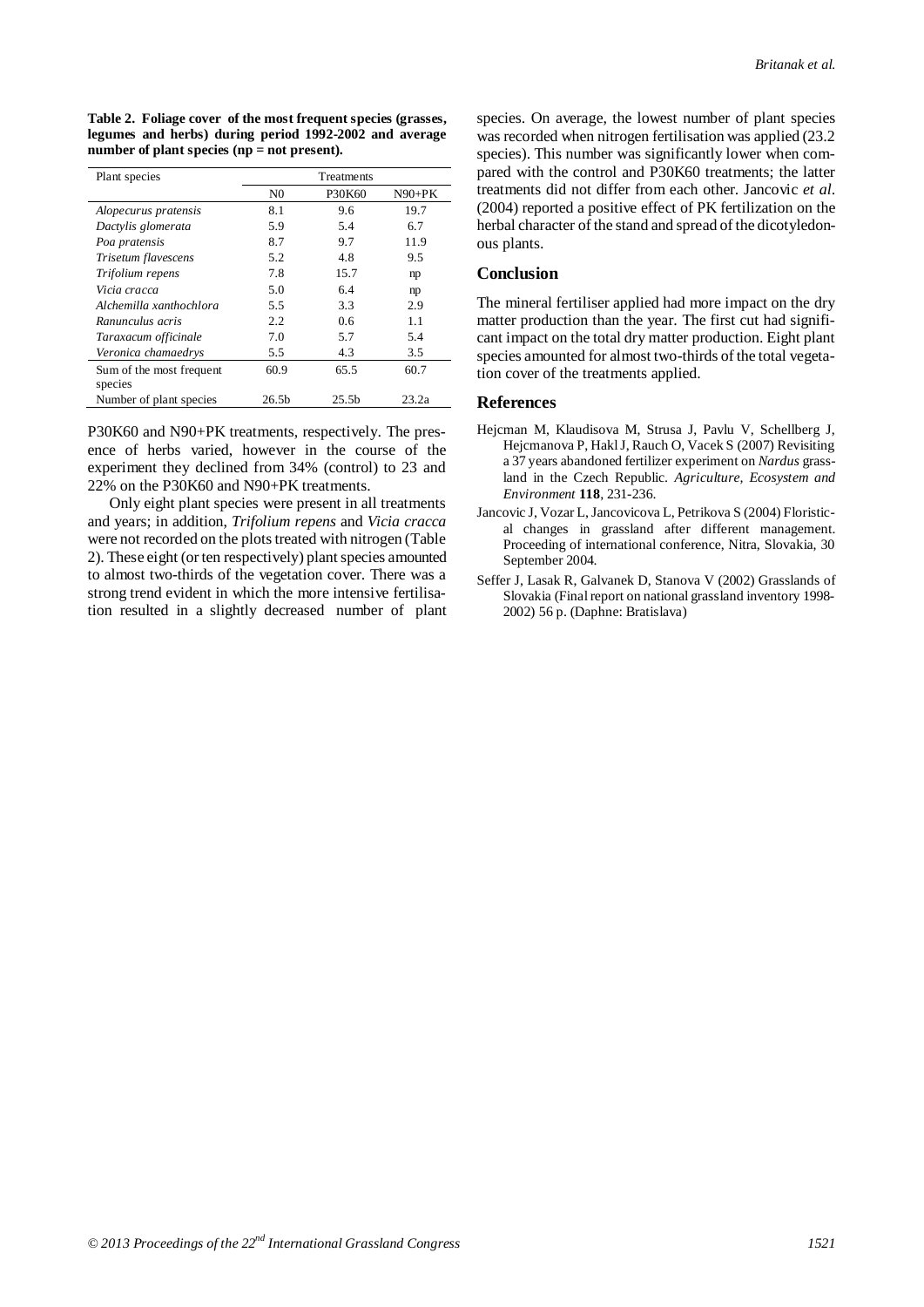**Table 2. Foliage cover of the most frequent species (grasses, legumes and herbs) during period 1992-2002 and average number of plant species (np = not present).**

| Plant species | Treatments | | |
|---|---|---|---|
| | N0 | P30K60 | N90+PK |
| *Alopecurus pratensis* | 8.1 | 9.6 | 19.7 |
| *Dactylis glomerata* | 5.9 | 5.4 | 6.7 |
| *Poa pratensis* | 8.7 | 9.7 | 11.9 |
| *Trisetum flavescens* | 5.2 | 4.8 | 9.5 |
| *Trifolium repens* | 7.8 | 15.7 | np |
| *Vicia cracca* | 5.0 | 6.4 | np |
| *Alchemilla xanthochlora* | 5.5 | 3.3 | 2.9 |
| *Ranunculus acris* | 2.2 | 0.6 | 1.1 |
| *Taraxacum officinale* | 7.0 | 5.7 | 5.4 |
| *Veronica chamaedrys* | 5.5 | 4.3 | 3.5 |
| Sum of the most frequent species | 60.9 | 65.5 | 60.7 |
| Number of plant species | 26.5b | 25.5b | 23.2a |

P30K60 and N90+PK treatments, respectively. The presence of herbs varied, however in the course of the experiment they declined from 34% (control) to 23 and 22% on the P30K60 and N90+PK treatments.

Only eight plant species were present in all treatments and years; in addition, *Trifolium repens* and *Vicia cracca* were not recorded on the plots treated with nitrogen (Table 2). These eight (or ten respectively) plant species amounted to almost two-thirds of the vegetation cover. There was a strong trend evident in which the more intensive fertilisation resulted in a slightly decreased number of plant species. On average, the lowest number of plant species was recorded when nitrogen fertilisation was applied (23.2 species). This number was significantly lower when compared with the control and P30K60 treatments; the latter treatments did not differ from each other. Jancovic *et al.* (2004) reported a positive effect of PK fertilization on the herbal character of the stand and spread of the dicotyledonous plants.

## Conclusion

The mineral fertiliser applied had more impact on the dry matter production than the year. The first cut had significant impact on the total dry matter production. Eight plant species amounted for almost two-thirds of the total vegetation cover of the treatments applied.

## References

Hejcman M, Klaudisova M, Strusa J, Pavlu V, Schellberg J, Hejcmanova P, Hakl J, Rauch O, Vacek S (2007) Revisiting a 37 years abandoned fertilizer experiment on *Nardus* grassland in the Czech Republic. *Agriculture, Ecosystem and Environment* **118**, 231-236.

Jancovic J, Vozar L, Jancovicova L, Petrikova S (2004) Floristical changes in grassland after different management. Proceeding of international conference, Nitra, Slovakia, 30 September 2004.

Seffer J, Lasak R, Galvanek D, Stanova V (2002) Grasslands of Slovakia (Final report on national grassland inventory 1998-2002) 56 p. (Daphne: Bratislava)